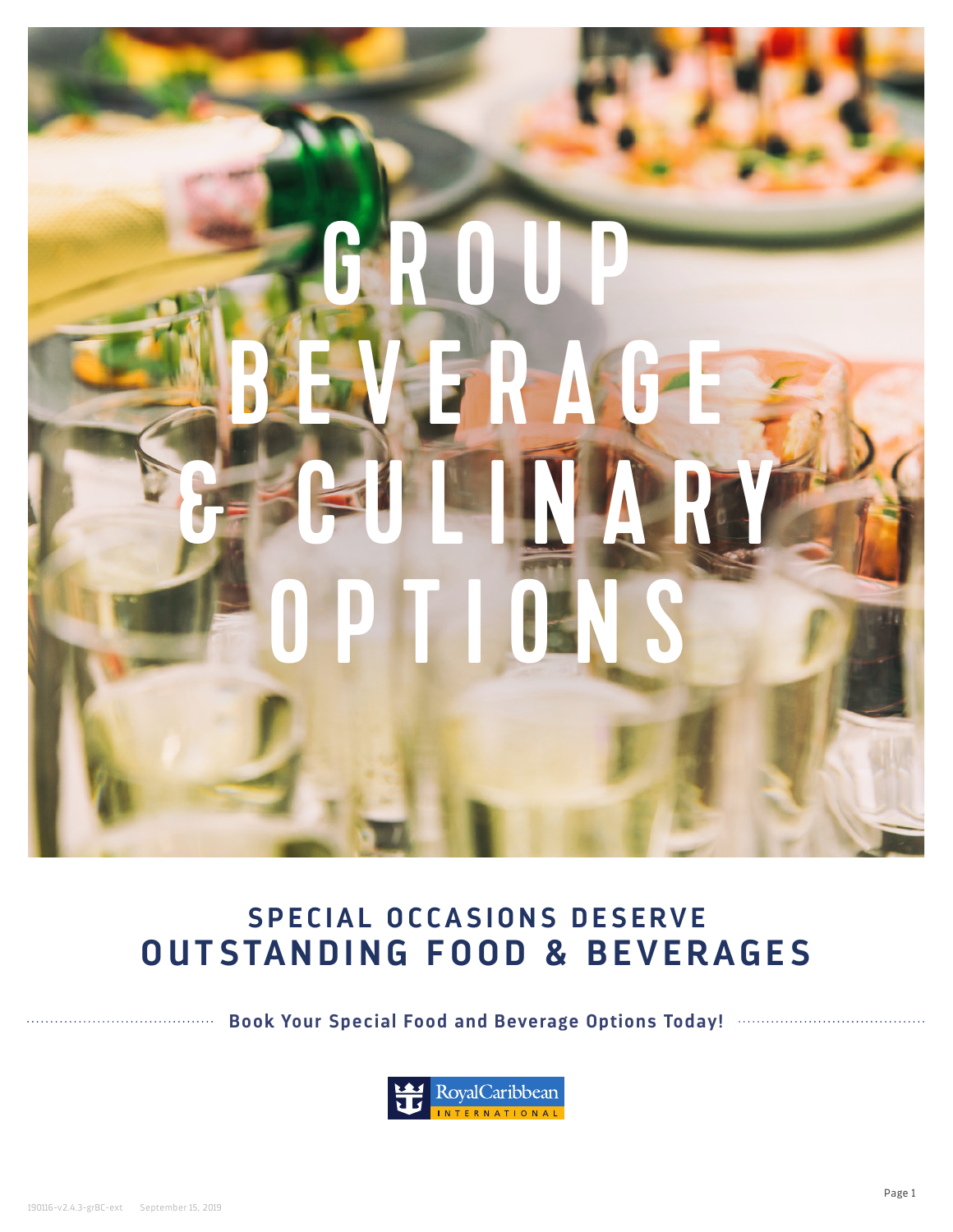# GROUP BEVERAGE & CULINARY OPTIONS

## SPECIAL OCCASIONS DESERVE
## OUTSTANDING FOOD & BEVERAGES

**Book Your Special Food and Beverage Options Today!**

Royal Caribbean INTERNATIONAL

190116-v2.4.3-grBC-ext September 15, 2019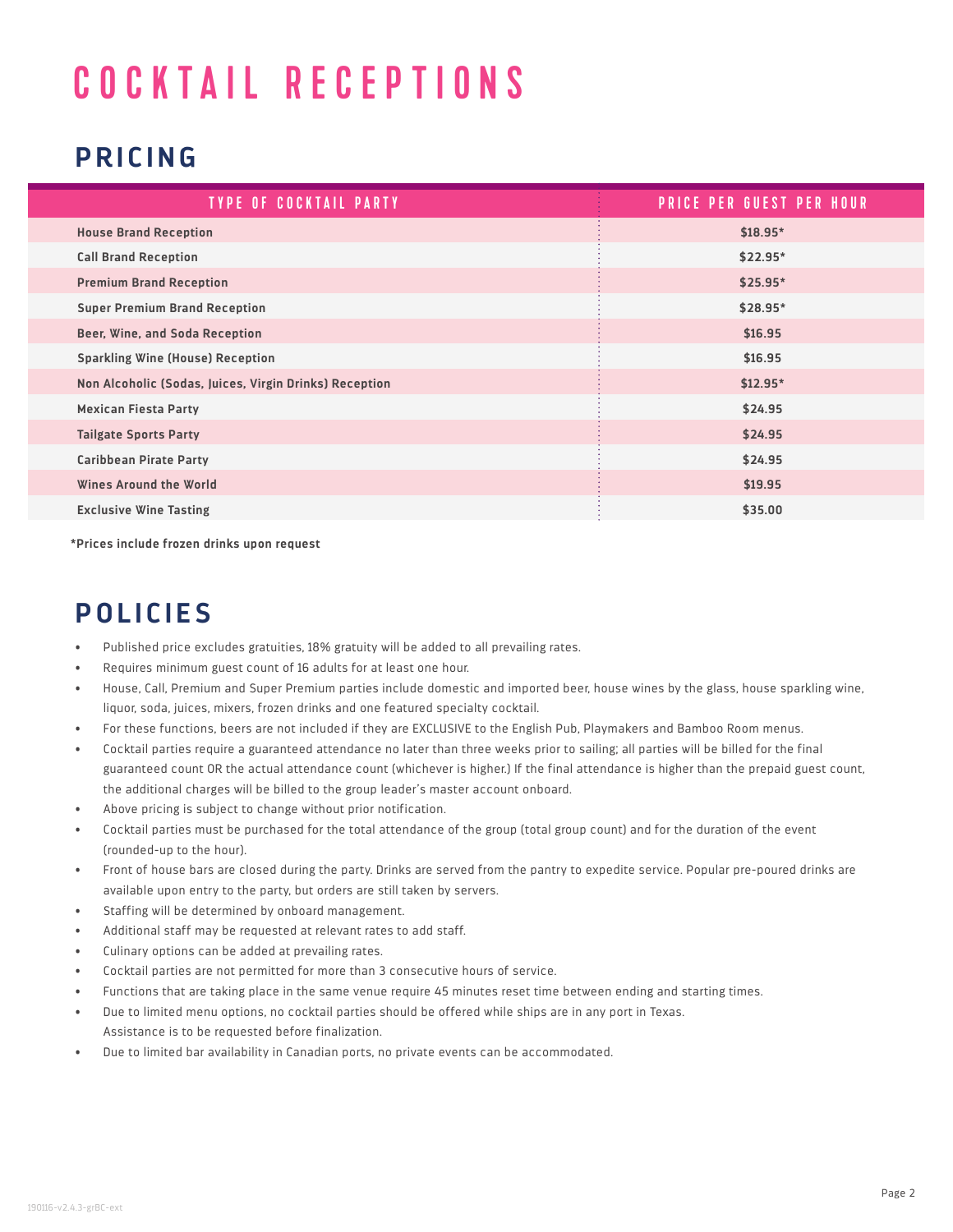# COCKTAIL RECEPTIONS

## PRICING

| TYPE OF COCKTAIL PARTY | PRICE PER GUEST PER HOUR |
| --- | --- |
| **House Brand Reception** | **$18.95*** |
| **Call Brand Reception** | **$22.95*** |
| **Premium Brand Reception** | **$25.95*** |
| **Super Premium Brand Reception** | **$28.95*** |
| **Beer, Wine, and Soda Reception** | **$16.95** |
| **Sparkling Wine (House) Reception** | **$16.95** |
| **Non Alcoholic (Sodas, Juices, Virgin Drinks) Reception** | **$12.95*** |
| **Mexican Fiesta Party** | **$24.95** |
| **Tailgate Sports Party** | **$24.95** |
| **Caribbean Pirate Party** | **$24.95** |
| **Wines Around the World** | **$19.95** |
| **Exclusive Wine Tasting** | **$35.00** |

**\*Prices include frozen drinks upon request**

## POLICIES

- Published price excludes gratuities, 18% gratuity will be added to all prevailing rates.
- Requires minimum guest count of 16 adults for at least one hour.
- House, Call, Premium and Super Premium parties include domestic and imported beer, house wines by the glass, house sparkling wine, liquor, soda, juices, mixers, frozen drinks and one featured specialty cocktail.
- For these functions, beers are not included if they are EXCLUSIVE to the English Pub, Playmakers and Bamboo Room menus.
- Cocktail parties require a guaranteed attendance no later than three weeks prior to sailing; all parties will be billed for the final guaranteed count OR the actual attendance count (whichever is higher.) If the final attendance is higher than the prepaid guest count, the additional charges will be billed to the group leader's master account onboard.
- Above pricing is subject to change without prior notification.
- Cocktail parties must be purchased for the total attendance of the group (total group count) and for the duration of the event (rounded-up to the hour).
- Front of house bars are closed during the party. Drinks are served from the pantry to expedite service. Popular pre-poured drinks are available upon entry to the party, but orders are still taken by servers.
- Staffing will be determined by onboard management.
- Additional staff may be requested at relevant rates to add staff.
- Culinary options can be added at prevailing rates.
- Cocktail parties are not permitted for more than 3 consecutive hours of service.
- Functions that are taking place in the same venue require 45 minutes reset time between ending and starting times.
- Due to limited menu options, no cocktail parties should be offered while ships are in any port in Texas. Assistance is to be requested before finalization.
- Due to limited bar availability in Canadian ports, no private events can be accommodated.

190116-v2.4.3-grBC-ext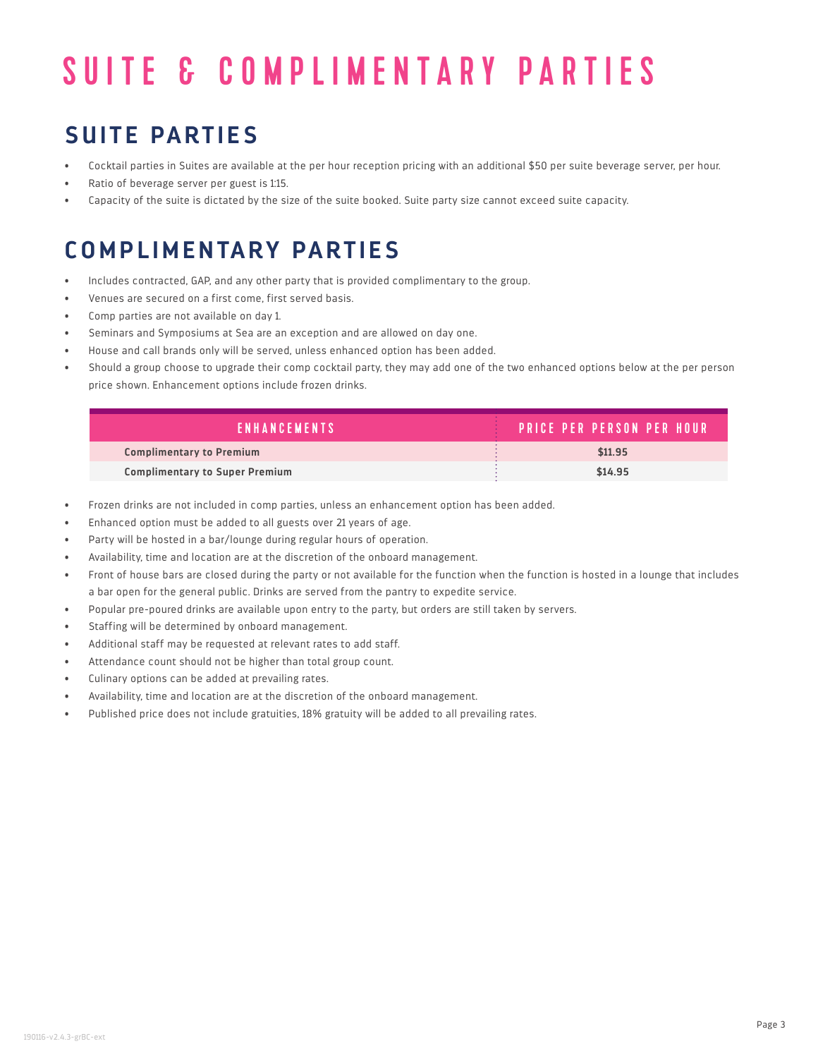# SUITE & COMPLIMENTARY PARTIES

## SUITE PARTIES

- Cocktail parties in Suites are available at the per hour reception pricing with an additional $50 per suite beverage server, per hour.
- Ratio of beverage server per guest is 1:15.
- Capacity of the suite is dictated by the size of the suite booked. Suite party size cannot exceed suite capacity.

## COMPLIMENTARY PARTIES

- Includes contracted, GAP, and any other party that is provided complimentary to the group.
- Venues are secured on a first come, first served basis.
- Comp parties are not available on day 1.
- Seminars and Symposiums at Sea are an exception and are allowed on day one.
- House and call brands only will be served, unless enhanced option has been added.
- Should a group choose to upgrade their comp cocktail party, they may add one of the two enhanced options below at the per person price shown. Enhancement options include frozen drinks.

| ENHANCEMENTS | PRICE PER PERSON PER HOUR |
|---|---|
| **Complimentary to Premium** | **$11.95** |
| **Complimentary to Super Premium** | **$14.95** |

- Frozen drinks are not included in comp parties, unless an enhancement option has been added.
- Enhanced option must be added to all guests over 21 years of age.
- Party will be hosted in a bar/lounge during regular hours of operation.
- Availability, time and location are at the discretion of the onboard management.
- Front of house bars are closed during the party or not available for the function when the function is hosted in a lounge that includes a bar open for the general public. Drinks are served from the pantry to expedite service.
- Popular pre-poured drinks are available upon entry to the party, but orders are still taken by servers.
- Staffing will be determined by onboard management.
- Additional staff may be requested at relevant rates to add staff.
- Attendance count should not be higher than total group count.
- Culinary options can be added at prevailing rates.
- Availability, time and location are at the discretion of the onboard management.
- Published price does not include gratuities, 18% gratuity will be added to all prevailing rates.

190116-v2.4.3-grBC-ext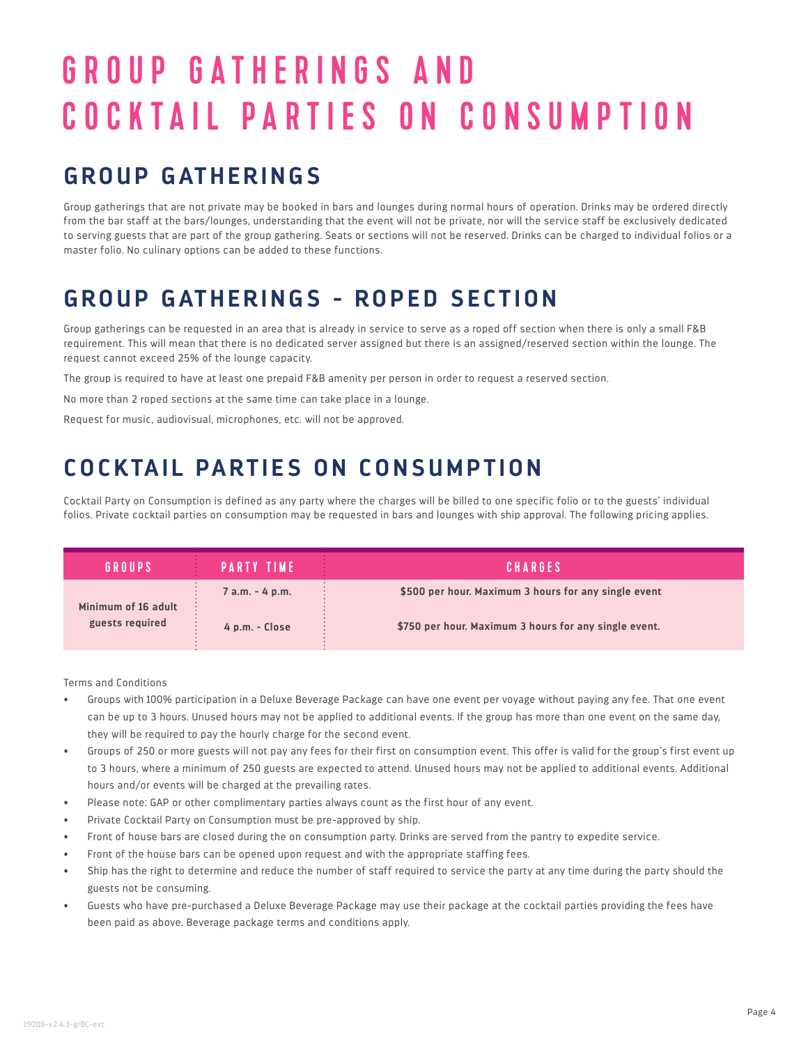# GROUP GATHERINGS AND COCKTAIL PARTIES ON CONSUMPTION

## GROUP GATHERINGS

Group gatherings that are not private may be booked in bars and lounges during normal hours of operation. Drinks may be ordered directly from the bar staff at the bars/lounges, understanding that the event will not be private, nor will the service staff be exclusively dedicated to serving guests that are part of the group gathering. Seats or sections will not be reserved. Drinks can be charged to individual folios or a master folio. No culinary options can be added to these functions.

## GROUP GATHERINGS - ROPED SECTION

Group gatherings can be requested in an area that is already in service to serve as a roped off section when there is only a small F&B requirement. This will mean that there is no dedicated server assigned but there is an assigned/reserved section within the lounge. The request cannot exceed 25% of the lounge capacity.

The group is required to have at least one prepaid F&B amenity per person in order to request a reserved section.

No more than 2 roped sections at the same time can take place in a lounge.

Request for music, audiovisual, microphones, etc. will not be approved.

## COCKTAIL PARTIES ON CONSUMPTION

Cocktail Party on Consumption is defined as any party where the charges will be billed to one specific folio or to the guests' individual folios. Private cocktail parties on consumption may be requested in bars and lounges with ship approval. The following pricing applies.

| GROUPS | PARTY TIME | CHARGES |
|---|---|---|
| **Minimum of 16 adult guests required** | **7 a.m. - 4 p.m.** | **$500 per hour. Maximum 3 hours for any single event** |
| | **4 p.m. - Close** | **$750 per hour. Maximum 3 hours for any single event.** |

Terms and Conditions

- Groups with 100% participation in a Deluxe Beverage Package can have one event per voyage without paying any fee. That one event can be up to 3 hours. Unused hours may not be applied to additional events. If the group has more than one event on the same day, they will be required to pay the hourly charge for the second event.
- Groups of 250 or more guests will not pay any fees for their first on consumption event. This offer is valid for the group's first event up to 3 hours, where a minimum of 250 guests are expected to attend. Unused hours may not be applied to additional events. Additional hours and/or events will be charged at the prevailing rates.
- Please note: GAP or other complimentary parties always count as the first hour of any event.
- Private Cocktail Party on Consumption must be pre-approved by ship.
- Front of house bars are closed during the on consumption party. Drinks are served from the pantry to expedite service.
- Front of the house bars can be opened upon request and with the appropriate staffing fees.
- Ship has the right to determine and reduce the number of staff required to service the party at any time during the party should the guests not be consuming.
- Guests who have pre-purchased a Deluxe Beverage Package may use their package at the cocktail parties providing the fees have been paid as above. Beverage package terms and conditions apply.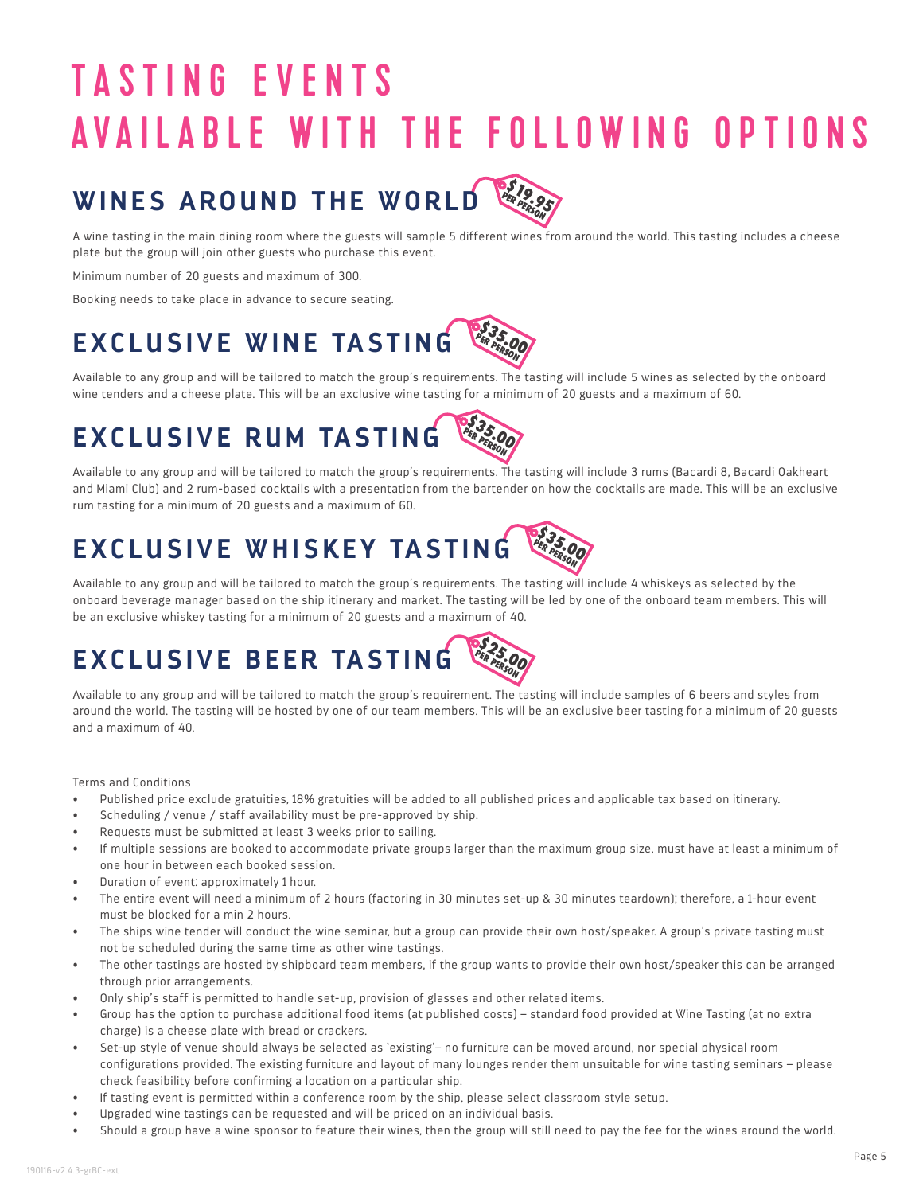# TASTING EVENTS AVAILABLE WITH THE FOLLOWING OPTIONS

## WINES AROUND THE WORLD

$19.95 PER PERSON

A wine tasting in the main dining room where the guests will sample 5 different wines from around the world. This tasting includes a cheese plate but the group will join other guests who purchase this event.

Minimum number of 20 guests and maximum of 300.

Booking needs to take place in advance to secure seating.

## EXCLUSIVE WINE TASTING

$35.00 PER PERSON

Available to any group and will be tailored to match the group's requirements. The tasting will include 5 wines as selected by the onboard wine tenders and a cheese plate. This will be an exclusive wine tasting for a minimum of 20 guests and a maximum of 60.

## EXCLUSIVE RUM TASTING

$35.00 PER PERSON

Available to any group and will be tailored to match the group's requirements. The tasting will include 3 rums (Bacardi 8, Bacardi Oakheart and Miami Club) and 2 rum-based cocktails with a presentation from the bartender on how the cocktails are made. This will be an exclusive rum tasting for a minimum of 20 guests and a maximum of 60.

## EXCLUSIVE WHISKEY TASTING

$35.00 PER PERSON

Available to any group and will be tailored to match the group's requirements. The tasting will include 4 whiskeys as selected by the onboard beverage manager based on the ship itinerary and market. The tasting will be led by one of the onboard team members. This will be an exclusive whiskey tasting for a minimum of 20 guests and a maximum of 40.

## EXCLUSIVE BEER TASTING

$25.00 PER PERSON

Available to any group and will be tailored to match the group's requirement. The tasting will include samples of 6 beers and styles from around the world. The tasting will be hosted by one of our team members. This will be an exclusive beer tasting for a minimum of 20 guests and a maximum of 40.

Terms and Conditions

- Published price exclude gratuities, 18% gratuities will be added to all published prices and applicable tax based on itinerary.
- Scheduling / venue / staff availability must be pre-approved by ship.
- Requests must be submitted at least 3 weeks prior to sailing.
- If multiple sessions are booked to accommodate private groups larger than the maximum group size, must have at least a minimum of one hour in between each booked session.
- Duration of event: approximately 1 hour.
- The entire event will need a minimum of 2 hours (factoring in 30 minutes set-up & 30 minutes teardown); therefore, a 1-hour event must be blocked for a min 2 hours.
- The ships wine tender will conduct the wine seminar, but a group can provide their own host/speaker. A group's private tasting must not be scheduled during the same time as other wine tastings.
- The other tastings are hosted by shipboard team members, if the group wants to provide their own host/speaker this can be arranged through prior arrangements.
- Only ship's staff is permitted to handle set-up, provision of glasses and other related items.
- Group has the option to purchase additional food items (at published costs) – standard food provided at Wine Tasting (at no extra charge) is a cheese plate with bread or crackers.
- Set-up style of venue should always be selected as 'existing'– no furniture can be moved around, nor special physical room configurations provided. The existing furniture and layout of many lounges render them unsuitable for wine tasting seminars – please check feasibility before confirming a location on a particular ship.
- If tasting event is permitted within a conference room by the ship, please select classroom style setup.
- Upgraded wine tastings can be requested and will be priced on an individual basis.
- Should a group have a wine sponsor to feature their wines, then the group will still need to pay the fee for the wines around the world.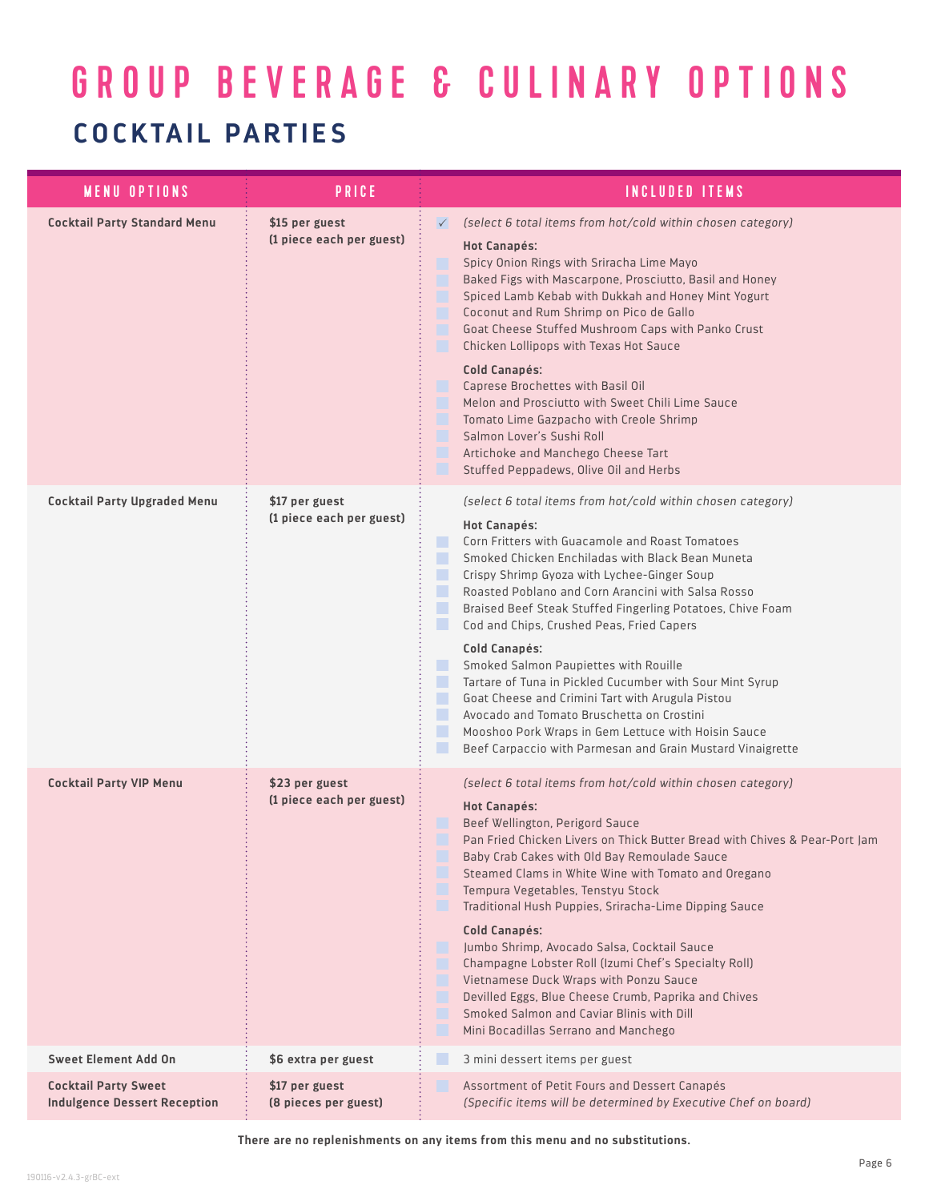# GROUP BEVERAGE & CULINARY OPTIONS

## COCKTAIL PARTIES

| MENU OPTIONS | PRICE | INCLUDED ITEMS |
|---|---|---|
| **Cocktail Party Standard Menu** | **$15 per guest (1 piece each per guest)** | ✓ *(select 6 total items from hot/cold within chosen category)*<br>**Hot Canapés:**<br>Spicy Onion Rings with Sriracha Lime Mayo<br>Baked Figs with Mascarpone, Prosciutto, Basil and Honey<br>Spiced Lamb Kebab with Dukkah and Honey Mint Yogurt<br>Coconut and Rum Shrimp on Pico de Gallo<br>Goat Cheese Stuffed Mushroom Caps with Panko Crust<br>Chicken Lollipops with Texas Hot Sauce<br>**Cold Canapés:**<br>Caprese Brochettes with Basil Oil<br>Melon and Prosciutto with Sweet Chili Lime Sauce<br>Tomato Lime Gazpacho with Creole Shrimp<br>Salmon Lover's Sushi Roll<br>Artichoke and Manchego Cheese Tart<br>Stuffed Peppadews, Olive Oil and Herbs |
| **Cocktail Party Upgraded Menu** | **$17 per guest (1 piece each per guest)** | *(select 6 total items from hot/cold within chosen category)*<br>**Hot Canapés:**<br>Corn Fritters with Guacamole and Roast Tomatoes<br>Smoked Chicken Enchiladas with Black Bean Muneta<br>Crispy Shrimp Gyoza with Lychee-Ginger Soup<br>Roasted Poblano and Corn Arancini with Salsa Rosso<br>Braised Beef Steak Stuffed Fingerling Potatoes, Chive Foam<br>Cod and Chips, Crushed Peas, Fried Capers<br>**Cold Canapés:**<br>Smoked Salmon Paupiettes with Rouille<br>Tartare of Tuna in Pickled Cucumber with Sour Mint Syrup<br>Goat Cheese and Crimini Tart with Arugula Pistou<br>Avocado and Tomato Bruschetta on Crostini<br>Mooshoo Pork Wraps in Gem Lettuce with Hoisin Sauce<br>Beef Carpaccio with Parmesan and Grain Mustard Vinaigrette |
| **Cocktail Party VIP Menu** | **$23 per guest (1 piece each per guest)** | *(select 6 total items from hot/cold within chosen category)*<br>**Hot Canapés:**<br>Beef Wellington, Perigord Sauce<br>Pan Fried Chicken Livers on Thick Butter Bread with Chives & Pear-Port Jam<br>Baby Crab Cakes with Old Bay Remoulade Sauce<br>Steamed Clams in White Wine with Tomato and Oregano<br>Tempura Vegetables, Tenstyu Stock<br>Traditional Hush Puppies, Sriracha-Lime Dipping Sauce<br>**Cold Canapés:**<br>Jumbo Shrimp, Avocado Salsa, Cocktail Sauce<br>Champagne Lobster Roll (Izumi Chef's Specialty Roll)<br>Vietnamese Duck Wraps with Ponzu Sauce<br>Devilled Eggs, Blue Cheese Crumb, Paprika and Chives<br>Smoked Salmon and Caviar Blinis with Dill<br>Mini Bocadillas Serrano and Manchego |
| **Sweet Element Add On** | **$6 extra per guest** | 3 mini dessert items per guest |
| **Cocktail Party Sweet Indulgence Dessert Reception** | **$17 per guest (8 pieces per guest)** | Assortment of Petit Fours and Dessert Canapés<br>*(Specific items will be determined by Executive Chef on board)* |

**There are no replenishments on any items from this menu and no substitutions.**

190116-v2.4.3-grBC-ext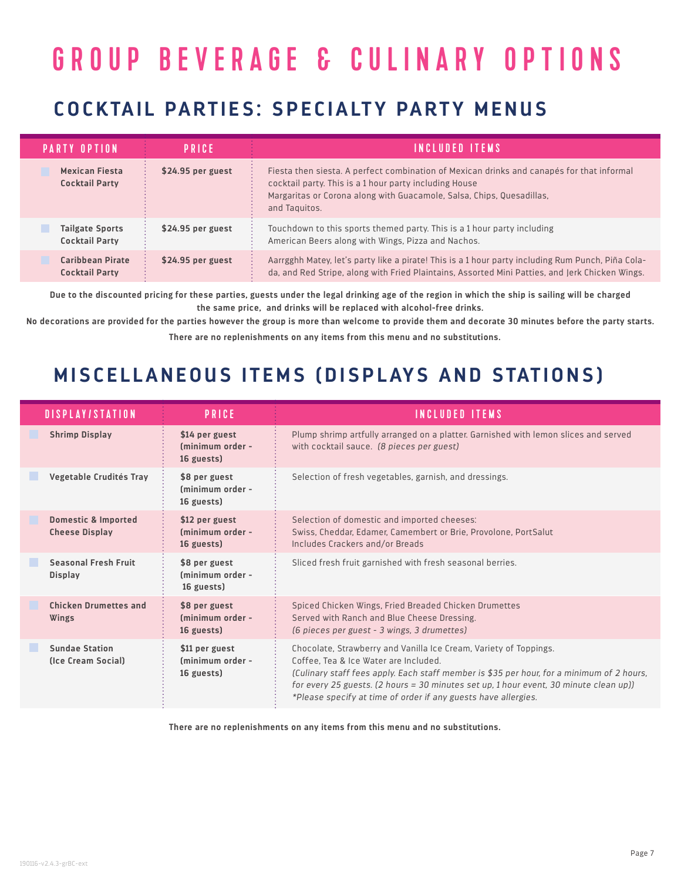# GROUP BEVERAGE & CULINARY OPTIONS

## COCKTAIL PARTIES: SPECIALTY PARTY MENUS

| PARTY OPTION | PRICE | INCLUDED ITEMS |
| --- | --- | --- |
| **Mexican Fiesta Cocktail Party** | **$24.95 per guest** | Fiesta then siesta. A perfect combination of Mexican drinks and canapés for that informal cocktail party. This is a 1 hour party including House Margaritas or Corona along with Guacamole, Salsa, Chips, Quesadillas, and Taquitos. |
| **Tailgate Sports Cocktail Party** | **$24.95 per guest** | Touchdown to this sports themed party. This is a 1 hour party including American Beers along with Wings, Pizza and Nachos. |
| **Caribbean Pirate Cocktail Party** | **$24.95 per guest** | Aarrgghh Matey, let's party like a pirate! This is a 1 hour party including Rum Punch, Piña Colada, and Red Stripe, along with Fried Plaintains, Assorted Mini Patties, and Jerk Chicken Wings. |

**Due to the discounted pricing for these parties, guests under the legal drinking age of the region in which the ship is sailing will be charged the same price, and drinks will be replaced with alcohol-free drinks.**

**No decorations are provided for the parties however the group is more than welcome to provide them and decorate 30 minutes before the party starts.**

**There are no replenishments on any items from this menu and no substitutions.**

## MISCELLANEOUS ITEMS (DISPLAYS AND STATIONS)

| DISPLAY/STATION | PRICE | INCLUDED ITEMS |
| --- | --- | --- |
| **Shrimp Display** | **$14 per guest (minimum order - 16 guests)** | Plump shrimp artfully arranged on a platter. Garnished with lemon slices and served with cocktail sauce. *(8 pieces per guest)* |
| **Vegetable Crudités Tray** | **$8 per guest (minimum order - 16 guests)** | Selection of fresh vegetables, garnish, and dressings. |
| **Domestic & Imported Cheese Display** | **$12 per guest (minimum order - 16 guests)** | Selection of domestic and imported cheeses: Swiss, Cheddar, Edamer, Camembert or Brie, Provolone, PortSalut Includes Crackers and/or Breads |
| **Seasonal Fresh Fruit Display** | **$8 per guest (minimum order - 16 guests)** | Sliced fresh fruit garnished with fresh seasonal berries. |
| **Chicken Drumettes and Wings** | **$8 per guest (minimum order - 16 guests)** | Spiced Chicken Wings, Fried Breaded Chicken Drumettes Served with Ranch and Blue Cheese Dressing. *(6 pieces per guest - 3 wings, 3 drumettes)* |
| **Sundae Station (Ice Cream Social)** | **$11 per guest (minimum order - 16 guests)** | Chocolate, Strawberry and Vanilla Ice Cream, Variety of Toppings. Coffee, Tea & Ice Water are Included. *(Culinary staff fees apply. Each staff member is $35 per hour, for a minimum of 2 hours, for every 25 guests. (2 hours = 30 minutes set up, 1 hour event, 30 minute clean up)) *Please specify at time of order if any guests have allergies.* |

**There are no replenishments on any items from this menu and no substitutions.**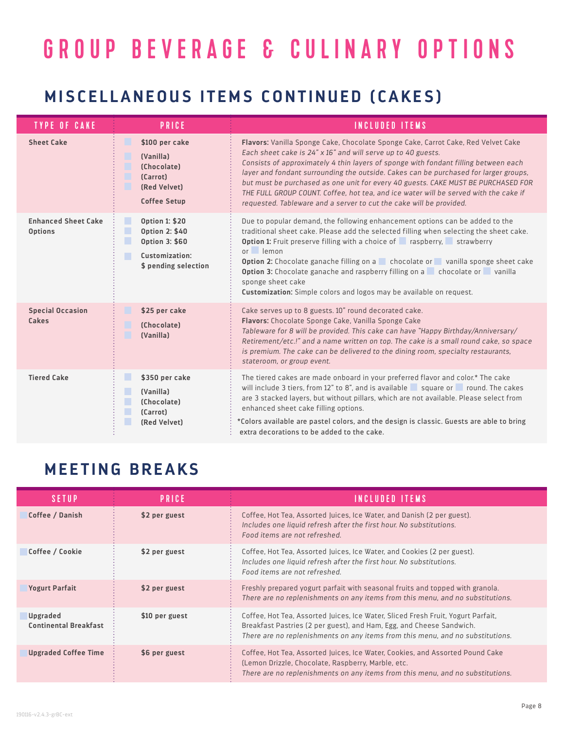# GROUP BEVERAGE & CULINARY OPTIONS

## MISCELLANEOUS ITEMS CONTINUED (CAKES)

| TYPE OF CAKE | PRICE | INCLUDED ITEMS |
|---|---|---|
| **Sheet Cake** | **$100 per cake**<br>**(Vanilla)**<br>**(Chocolate)**<br>**(Carrot)**<br>**(Red Velvet)**<br>**Coffee Setup** | **Flavors:** Vanilla Sponge Cake, Chocolate Sponge Cake, Carrot Cake, Red Velvet Cake<br>*Each sheet cake is 24" x 16" and will serve up to 40 guests. Consists of approximately 4 thin layers of sponge with fondant filling between each layer and fondant surrounding the outside. Cakes can be purchased for larger groups, but must be purchased as one unit for every 40 guests. CAKE MUST BE PURCHASED FOR THE FULL GROUP COUNT. Coffee, hot tea, and ice water will be served with the cake if requested. Tableware and a server to cut the cake will be provided.* |
| **Enhanced Sheet Cake Options** | **Option 1: $20**<br>**Option 2: $40**<br>**Option 3: $60**<br>**Customization: $ pending selection** | Due to popular demand, the following enhancement options can be added to the traditional sheet cake. Please add the selected filling when selecting the sheet cake.<br>**Option 1:** Fruit preserve filling with a choice of raspberry, strawberry or lemon<br>**Option 2:** Chocolate ganache filling on a chocolate or vanilla sponge sheet cake<br>**Option 3:** Chocolate ganache and raspberry filling on a chocolate or vanilla sponge sheet cake<br>**Customization:** Simple colors and logos may be available on request. |
| **Special Occasion Cakes** | **$25 per cake**<br>**(Chocolate)**<br>**(Vanilla)** | Cake serves up to 8 guests. 10" round decorated cake.<br>**Flavors:** Chocolate Sponge Cake, Vanilla Sponge Cake<br>*Tableware for 8 will be provided. This cake can have "Happy Birthday/Anniversary/Retirement/etc.!" and a name written on top. The cake is a small round cake, so space is premium. The cake can be delivered to the dining room, specialty restaurants, stateroom, or group event.* |
| **Tiered Cake** | **$350 per cake**<br>**(Vanilla)**<br>**(Chocolate)**<br>**(Carrot)**<br>**(Red Velvet)** | The tiered cakes are made onboard in your preferred flavor and color.* The cake will include 3 tiers, from 12" to 8", and is available square or round. The cakes are 3 stacked layers, but without pillars, which are not available. Please select from enhanced sheet cake filling options.<br>*Colors available are pastel colors, and the design is classic. Guests are able to bring extra decorations to be added to the cake. |

## MEETING BREAKS

| SETUP | PRICE | INCLUDED ITEMS |
|---|---|---|
| **Coffee / Danish** | **$2 per guest** | Coffee, Hot Tea, Assorted Juices, Ice Water, and Danish (2 per guest).<br>*Includes one liquid refresh after the first hour. No substitutions. Food items are not refreshed.* |
| **Coffee / Cookie** | **$2 per guest** | Coffee, Hot Tea, Assorted Juices, Ice Water, and Cookies (2 per guest).<br>*Includes one liquid refresh after the first hour. No substitutions. Food items are not refreshed.* |
| **Yogurt Parfait** | **$2 per guest** | Freshly prepared yogurt parfait with seasonal fruits and topped with granola.<br>*There are no replenishments on any items from this menu, and no substitutions.* |
| **Upgraded Continental Breakfast** | **$10 per guest** | Coffee, Hot Tea, Assorted Juices, Ice Water, Sliced Fresh Fruit, Yogurt Parfait, Breakfast Pastries (2 per guest), and Ham, Egg, and Cheese Sandwich.<br>*There are no replenishments on any items from this menu, and no substitutions.* |
| **Upgraded Coffee Time** | **$6 per guest** | Coffee, Hot Tea, Assorted Juices, Ice Water, Cookies, and Assorted Pound Cake (Lemon Drizzle, Chocolate, Raspberry, Marble, etc.<br>*There are no replenishments on any items from this menu, and no substitutions.* |

190116-v2.4.3-grBC-ext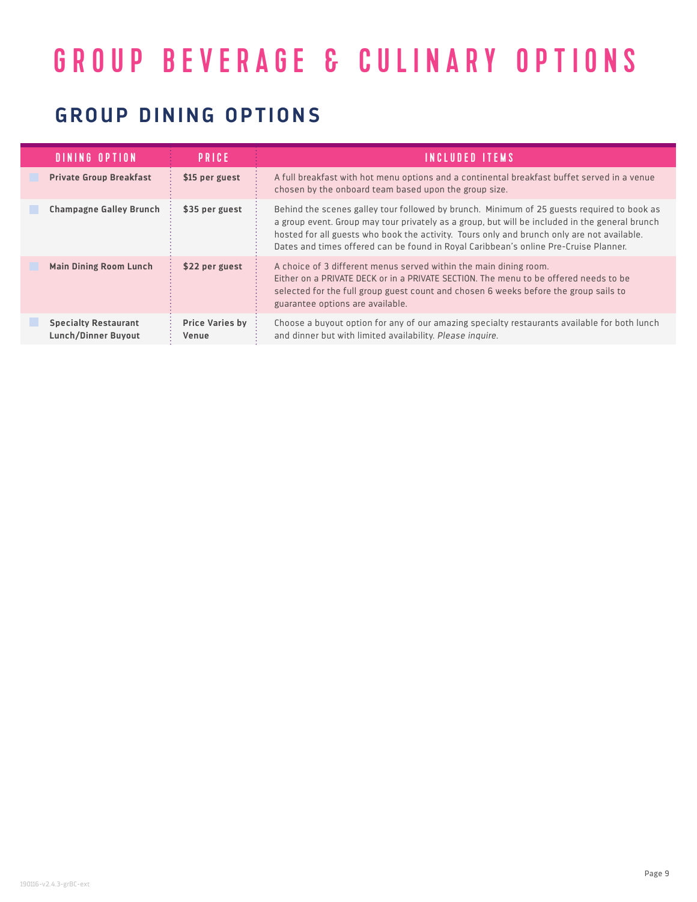# GROUP BEVERAGE & CULINARY OPTIONS

## GROUP DINING OPTIONS

| DINING OPTION | PRICE | INCLUDED ITEMS |
| --- | --- | --- |
| **Private Group Breakfast** | **$15 per guest** | A full breakfast with hot menu options and a continental breakfast buffet served in a venue chosen by the onboard team based upon the group size. |
| **Champagne Galley Brunch** | **$35 per guest** | Behind the scenes galley tour followed by brunch. Minimum of 25 guests required to book as a group event. Group may tour privately as a group, but will be included in the general brunch hosted for all guests who book the activity. Tours only and brunch only are not available. Dates and times offered can be found in Royal Caribbean's online Pre-Cruise Planner. |
| **Main Dining Room Lunch** | **$22 per guest** | A choice of 3 different menus served within the main dining room. Either on a PRIVATE DECK or in a PRIVATE SECTION. The menu to be offered needs to be selected for the full group guest count and chosen 6 weeks before the group sails to guarantee options are available. |
| **Specialty Restaurant Lunch/Dinner Buyout** | **Price Varies by Venue** | Choose a buyout option for any of our amazing specialty restaurants available for both lunch and dinner but with limited availability. *Please inquire.* |

190116-v2.4.3-grBC-ext